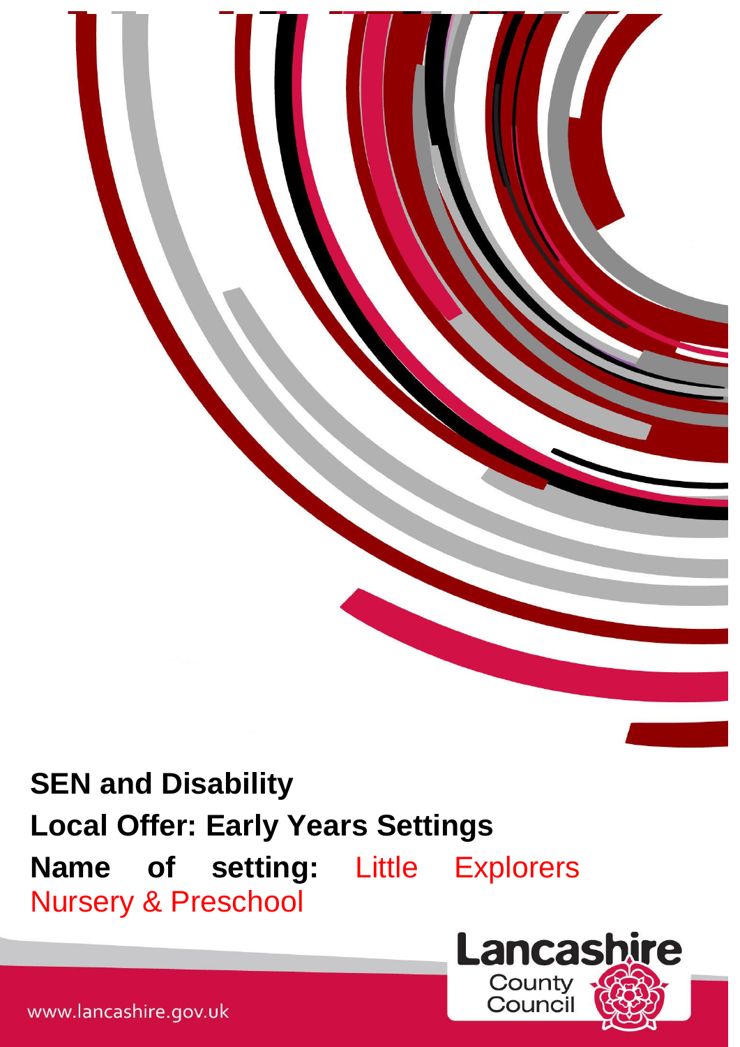**SEN and Disability**

**Local Offer: Early Years Settings**

**Name of setting:** Little Explorers Nursery & Preschool

Lancashire County Council

www.lancashire.gov.uk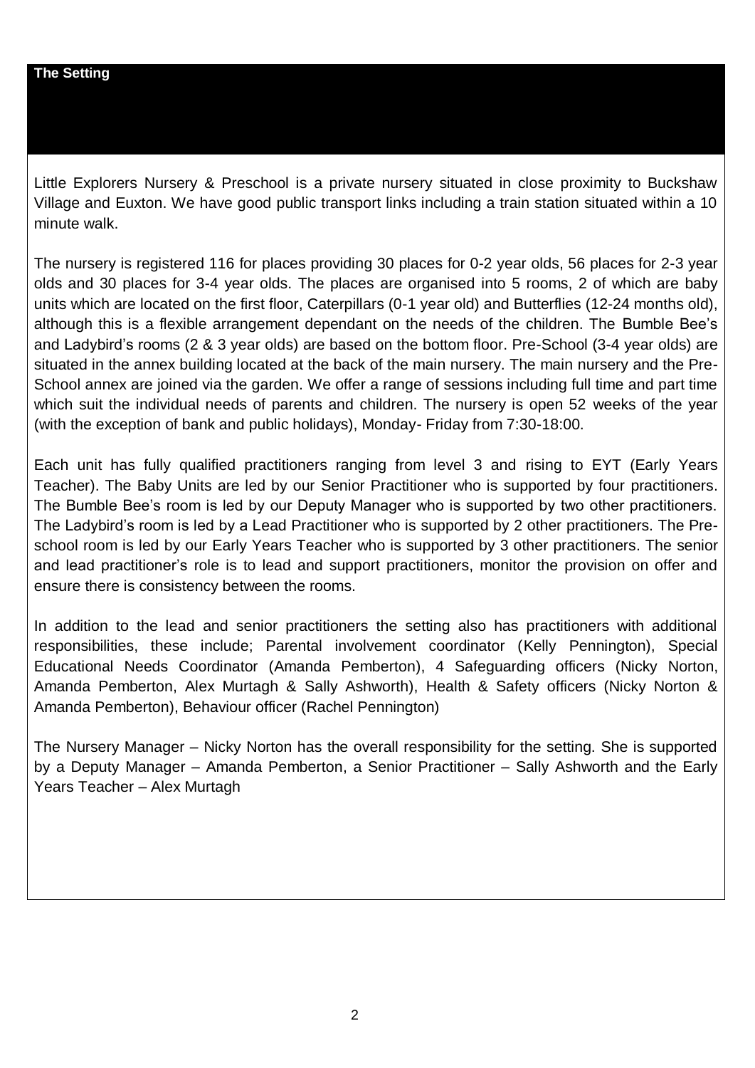## The Setting

Little Explorers Nursery & Preschool is a private nursery situated in close proximity to Buckshaw Village and Euxton. We have good public transport links including a train station situated within a 10 minute walk.

The nursery is registered 116 for places providing 30 places for 0-2 year olds, 56 places for 2-3 year olds and 30 places for 3-4 year olds. The places are organised into 5 rooms, 2 of which are baby units which are located on the first floor, Caterpillars (0-1 year old) and Butterflies (12-24 months old), although this is a flexible arrangement dependant on the needs of the children. The Bumble Bee's and Ladybird's rooms (2 & 3 year olds) are based on the bottom floor. Pre-School (3-4 year olds) are situated in the annex building located at the back of the main nursery. The main nursery and the Pre-School annex are joined via the garden. We offer a range of sessions including full time and part time which suit the individual needs of parents and children. The nursery is open 52 weeks of the year (with the exception of bank and public holidays), Monday- Friday from 7:30-18:00.

Each unit has fully qualified practitioners ranging from level 3 and rising to EYT (Early Years Teacher). The Baby Units are led by our Senior Practitioner who is supported by four practitioners. The Bumble Bee's room is led by our Deputy Manager who is supported by two other practitioners. The Ladybird's room is led by a Lead Practitioner who is supported by 2 other practitioners. The Pre-school room is led by our Early Years Teacher who is supported by 3 other practitioners. The senior and lead practitioner's role is to lead and support practitioners, monitor the provision on offer and ensure there is consistency between the rooms.

In addition to the lead and senior practitioners the setting also has practitioners with additional responsibilities, these include; Parental involvement coordinator (Kelly Pennington), Special Educational Needs Coordinator (Amanda Pemberton), 4 Safeguarding officers (Nicky Norton, Amanda Pemberton, Alex Murtagh & Sally Ashworth), Health & Safety officers (Nicky Norton & Amanda Pemberton), Behaviour officer (Rachel Pennington)

The Nursery Manager – Nicky Norton has the overall responsibility for the setting. She is supported by a Deputy Manager – Amanda Pemberton, a Senior Practitioner – Sally Ashworth and the Early Years Teacher – Alex Murtagh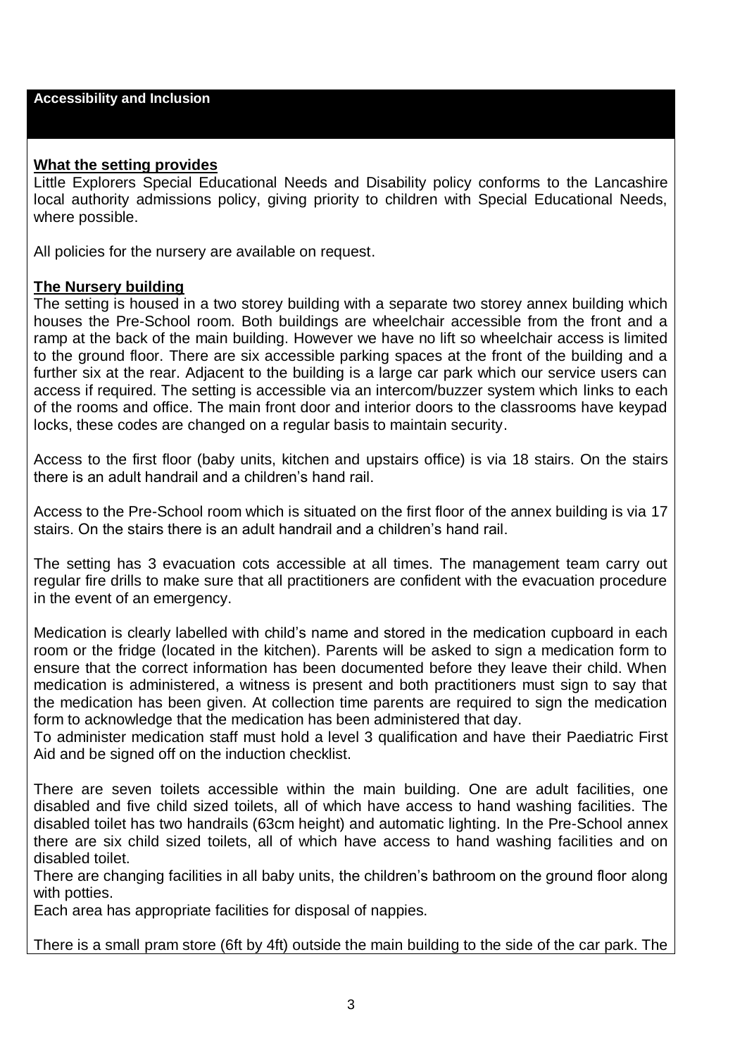## Accessibility and Inclusion

**What the setting provides**

Little Explorers Special Educational Needs and Disability policy conforms to the Lancashire local authority admissions policy, giving priority to children with Special Educational Needs, where possible.

All policies for the nursery are available on request.

**The Nursery building**

The setting is housed in a two storey building with a separate two storey annex building which houses the Pre-School room. Both buildings are wheelchair accessible from the front and a ramp at the back of the main building. However we have no lift so wheelchair access is limited to the ground floor. There are six accessible parking spaces at the front of the building and a further six at the rear. Adjacent to the building is a large car park which our service users can access if required. The setting is accessible via an intercom/buzzer system which links to each of the rooms and office. The main front door and interior doors to the classrooms have keypad locks, these codes are changed on a regular basis to maintain security.

Access to the first floor (baby units, kitchen and upstairs office) is via 18 stairs. On the stairs there is an adult handrail and a children's hand rail.

Access to the Pre-School room which is situated on the first floor of the annex building is via 17 stairs. On the stairs there is an adult handrail and a children's hand rail.

The setting has 3 evacuation cots accessible at all times. The management team carry out regular fire drills to make sure that all practitioners are confident with the evacuation procedure in the event of an emergency.

Medication is clearly labelled with child's name and stored in the medication cupboard in each room or the fridge (located in the kitchen). Parents will be asked to sign a medication form to ensure that the correct information has been documented before they leave their child. When medication is administered, a witness is present and both practitioners must sign to say that the medication has been given. At collection time parents are required to sign the medication form to acknowledge that the medication has been administered that day.
To administer medication staff must hold a level 3 qualification and have their Paediatric First Aid and be signed off on the induction checklist.

There are seven toilets accessible within the main building. One are adult facilities, one disabled and five child sized toilets, all of which have access to hand washing facilities. The disabled toilet has two handrails (63cm height) and automatic lighting. In the Pre-School annex there are six child sized toilets, all of which have access to hand washing facilities and on disabled toilet.
There are changing facilities in all baby units, the children's bathroom on the ground floor along with potties.
Each area has appropriate facilities for disposal of nappies.

There is a small pram store (6ft by 4ft) outside the main building to the side of the car park. The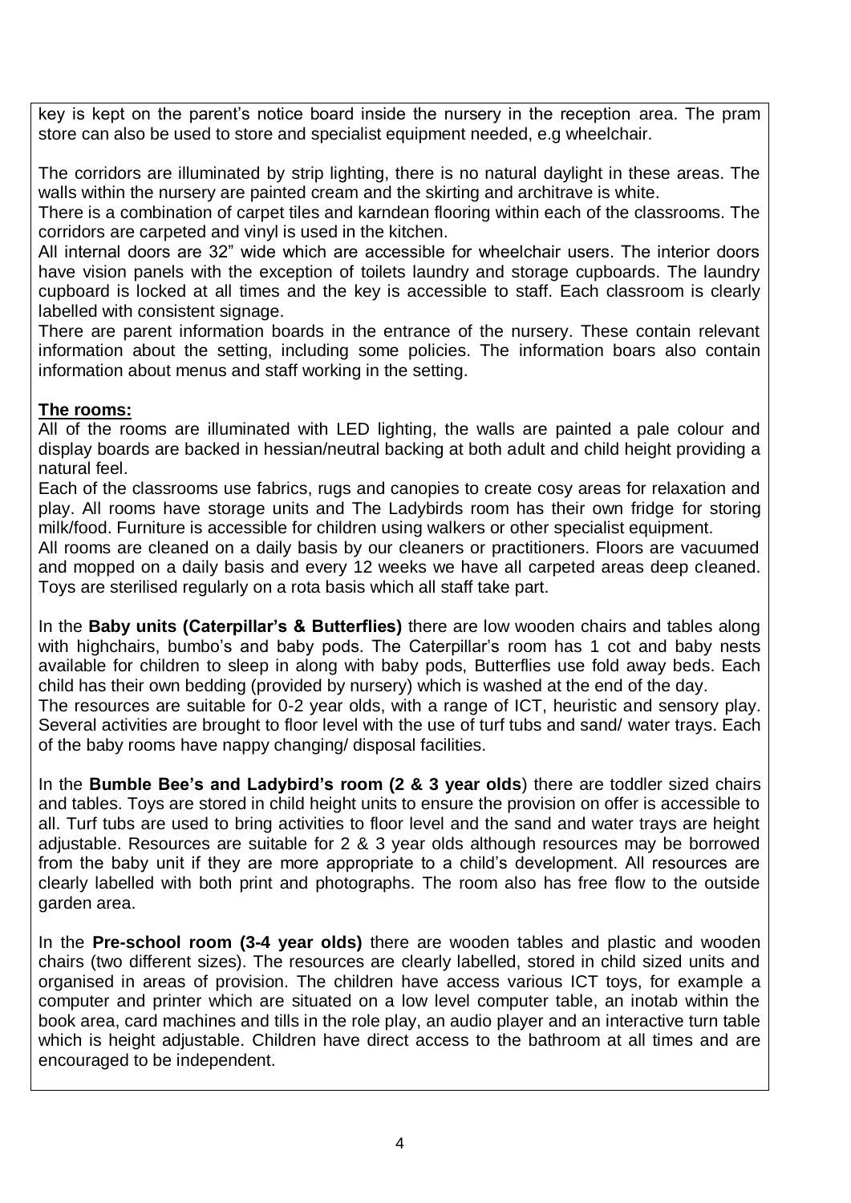key is kept on the parent's notice board inside the nursery in the reception area. The pram store can also be used to store and specialist equipment needed, e.g wheelchair.

The corridors are illuminated by strip lighting, there is no natural daylight in these areas. The walls within the nursery are painted cream and the skirting and architrave is white.
There is a combination of carpet tiles and karndean flooring within each of the classrooms. The corridors are carpeted and vinyl is used in the kitchen.
All internal doors are 32" wide which are accessible for wheelchair users. The interior doors have vision panels with the exception of toilets laundry and storage cupboards. The laundry cupboard is locked at all times and the key is accessible to staff. Each classroom is clearly labelled with consistent signage.
There are parent information boards in the entrance of the nursery. These contain relevant information about the setting, including some policies. The information boars also contain information about menus and staff working in the setting.

**The rooms:**

All of the rooms are illuminated with LED lighting, the walls are painted a pale colour and display boards are backed in hessian/neutral backing at both adult and child height providing a natural feel.
Each of the classrooms use fabrics, rugs and canopies to create cosy areas for relaxation and play. All rooms have storage units and The Ladybirds room has their own fridge for storing milk/food. Furniture is accessible for children using walkers or other specialist equipment.
All rooms are cleaned on a daily basis by our cleaners or practitioners. Floors are vacuumed and mopped on a daily basis and every 12 weeks we have all carpeted areas deep cleaned. Toys are sterilised regularly on a rota basis which all staff take part.

In the **Baby units (Caterpillar's & Butterflies)** there are low wooden chairs and tables along with highchairs, bumbo's and baby pods. The Caterpillar's room has 1 cot and baby nests available for children to sleep in along with baby pods, Butterflies use fold away beds. Each child has their own bedding (provided by nursery) which is washed at the end of the day.
The resources are suitable for 0-2 year olds, with a range of ICT, heuristic and sensory play. Several activities are brought to floor level with the use of turf tubs and sand/ water trays. Each of the baby rooms have nappy changing/ disposal facilities.

In the **Bumble Bee's and Ladybird's room (2 & 3 year olds**) there are toddler sized chairs and tables. Toys are stored in child height units to ensure the provision on offer is accessible to all. Turf tubs are used to bring activities to floor level and the sand and water trays are height adjustable. Resources are suitable for 2 & 3 year olds although resources may be borrowed from the baby unit if they are more appropriate to a child's development. All resources are clearly labelled with both print and photographs. The room also has free flow to the outside garden area.

In the **Pre-school room (3-4 year olds)** there are wooden tables and plastic and wooden chairs (two different sizes). The resources are clearly labelled, stored in child sized units and organised in areas of provision. The children have access various ICT toys, for example a computer and printer which are situated on a low level computer table, an inotab within the book area, card machines and tills in the role play, an audio player and an interactive turn table which is height adjustable. Children have direct access to the bathroom at all times and are encouraged to be independent.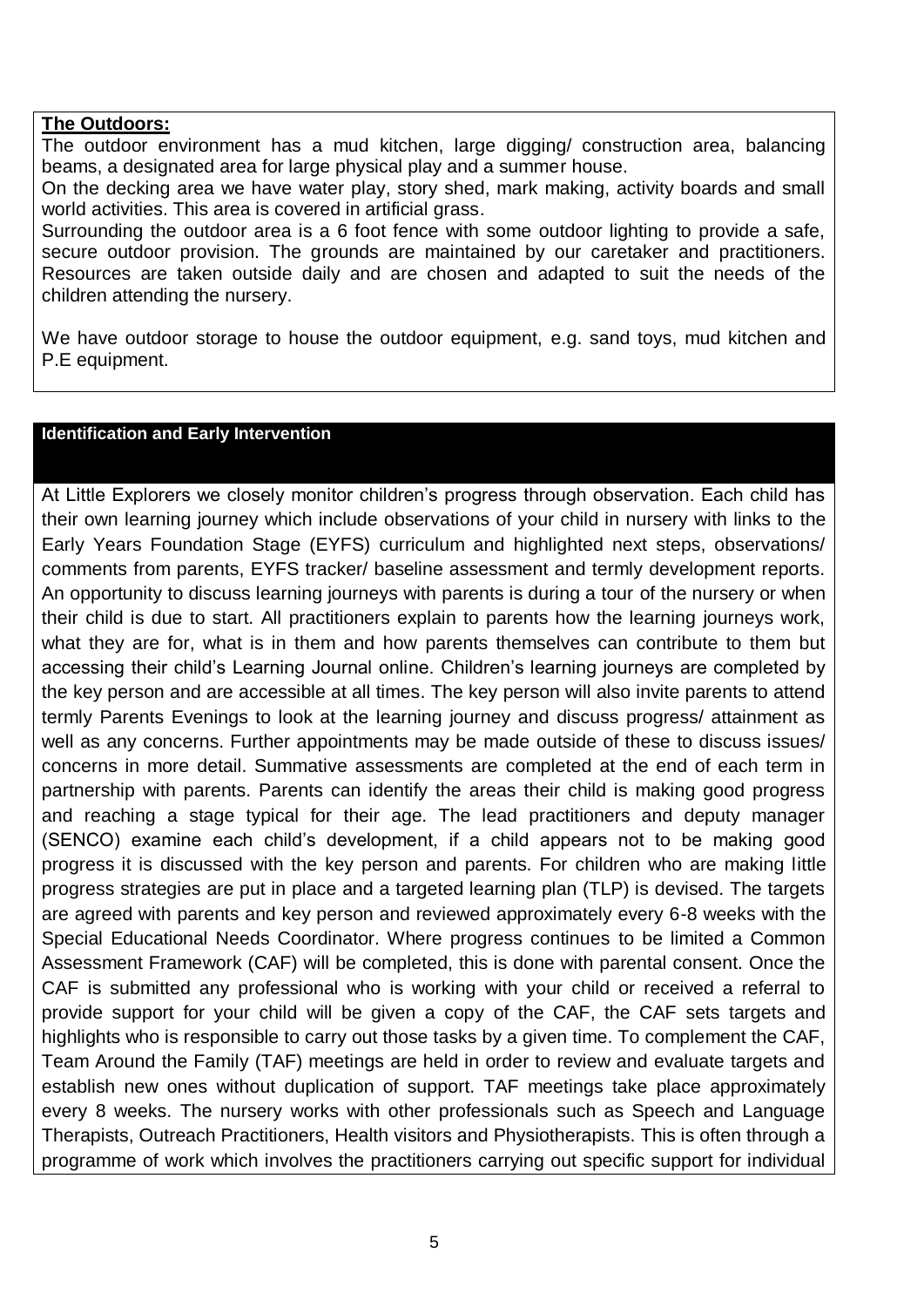**The Outdoors:**

The outdoor environment has a mud kitchen, large digging/ construction area, balancing beams, a designated area for large physical play and a summer house.

On the decking area we have water play, story shed, mark making, activity boards and small world activities. This area is covered in artificial grass.

Surrounding the outdoor area is a 6 foot fence with some outdoor lighting to provide a safe, secure outdoor provision. The grounds are maintained by our caretaker and practitioners. Resources are taken outside daily and are chosen and adapted to suit the needs of the children attending the nursery.

We have outdoor storage to house the outdoor equipment, e.g. sand toys, mud kitchen and P.E equipment.

## Identification and Early Intervention

At Little Explorers we closely monitor children's progress through observation. Each child has their own learning journey which include observations of your child in nursery with links to the Early Years Foundation Stage (EYFS) curriculum and highlighted next steps, observations/ comments from parents, EYFS tracker/ baseline assessment and termly development reports. An opportunity to discuss learning journeys with parents is during a tour of the nursery or when their child is due to start. All practitioners explain to parents how the learning journeys work, what they are for, what is in them and how parents themselves can contribute to them but accessing their child's Learning Journal online. Children's learning journeys are completed by the key person and are accessible at all times. The key person will also invite parents to attend termly Parents Evenings to look at the learning journey and discuss progress/ attainment as well as any concerns. Further appointments may be made outside of these to discuss issues/ concerns in more detail. Summative assessments are completed at the end of each term in partnership with parents. Parents can identify the areas their child is making good progress and reaching a stage typical for their age. The lead practitioners and deputy manager (SENCO) examine each child's development, if a child appears not to be making good progress it is discussed with the key person and parents. For children who are making little progress strategies are put in place and a targeted learning plan (TLP) is devised. The targets are agreed with parents and key person and reviewed approximately every 6-8 weeks with the Special Educational Needs Coordinator. Where progress continues to be limited a Common Assessment Framework (CAF) will be completed, this is done with parental consent. Once the CAF is submitted any professional who is working with your child or received a referral to provide support for your child will be given a copy of the CAF, the CAF sets targets and highlights who is responsible to carry out those tasks by a given time. To complement the CAF, Team Around the Family (TAF) meetings are held in order to review and evaluate targets and establish new ones without duplication of support. TAF meetings take place approximately every 8 weeks. The nursery works with other professionals such as Speech and Language Therapists, Outreach Practitioners, Health visitors and Physiotherapists. This is often through a programme of work which involves the practitioners carrying out specific support for individual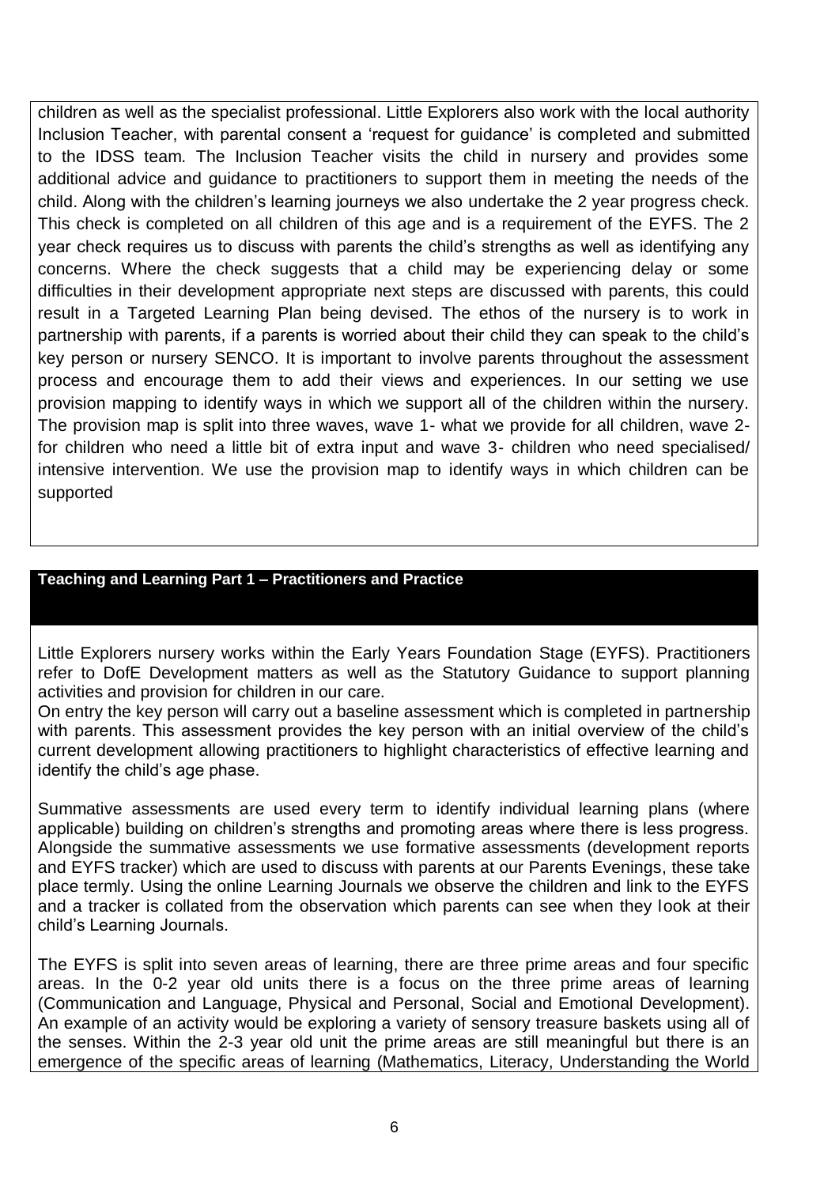children as well as the specialist professional. Little Explorers also work with the local authority Inclusion Teacher, with parental consent a 'request for guidance' is completed and submitted to the IDSS team. The Inclusion Teacher visits the child in nursery and provides some additional advice and guidance to practitioners to support them in meeting the needs of the child. Along with the children's learning journeys we also undertake the 2 year progress check. This check is completed on all children of this age and is a requirement of the EYFS. The 2 year check requires us to discuss with parents the child's strengths as well as identifying any concerns. Where the check suggests that a child may be experiencing delay or some difficulties in their development appropriate next steps are discussed with parents, this could result in a Targeted Learning Plan being devised. The ethos of the nursery is to work in partnership with parents, if a parents is worried about their child they can speak to the child's key person or nursery SENCO. It is important to involve parents throughout the assessment process and encourage them to add their views and experiences. In our setting we use provision mapping to identify ways in which we support all of the children within the nursery. The provision map is split into three waves, wave 1- what we provide for all children, wave 2- for children who need a little bit of extra input and wave 3- children who need specialised/ intensive intervention. We use the provision map to identify ways in which children can be supported

## Teaching and Learning Part 1 – Practitioners and Practice

Little Explorers nursery works within the Early Years Foundation Stage (EYFS). Practitioners refer to DofE Development matters as well as the Statutory Guidance to support planning activities and provision for children in our care.

On entry the key person will carry out a baseline assessment which is completed in partnership with parents. This assessment provides the key person with an initial overview of the child's current development allowing practitioners to highlight characteristics of effective learning and identify the child's age phase.

Summative assessments are used every term to identify individual learning plans (where applicable) building on children's strengths and promoting areas where there is less progress. Alongside the summative assessments we use formative assessments (development reports and EYFS tracker) which are used to discuss with parents at our Parents Evenings, these take place termly. Using the online Learning Journals we observe the children and link to the EYFS and a tracker is collated from the observation which parents can see when they look at their child's Learning Journals.

The EYFS is split into seven areas of learning, there are three prime areas and four specific areas. In the 0-2 year old units there is a focus on the three prime areas of learning (Communication and Language, Physical and Personal, Social and Emotional Development). An example of an activity would be exploring a variety of sensory treasure baskets using all of the senses. Within the 2-3 year old unit the prime areas are still meaningful but there is an emergence of the specific areas of learning (Mathematics, Literacy, Understanding the World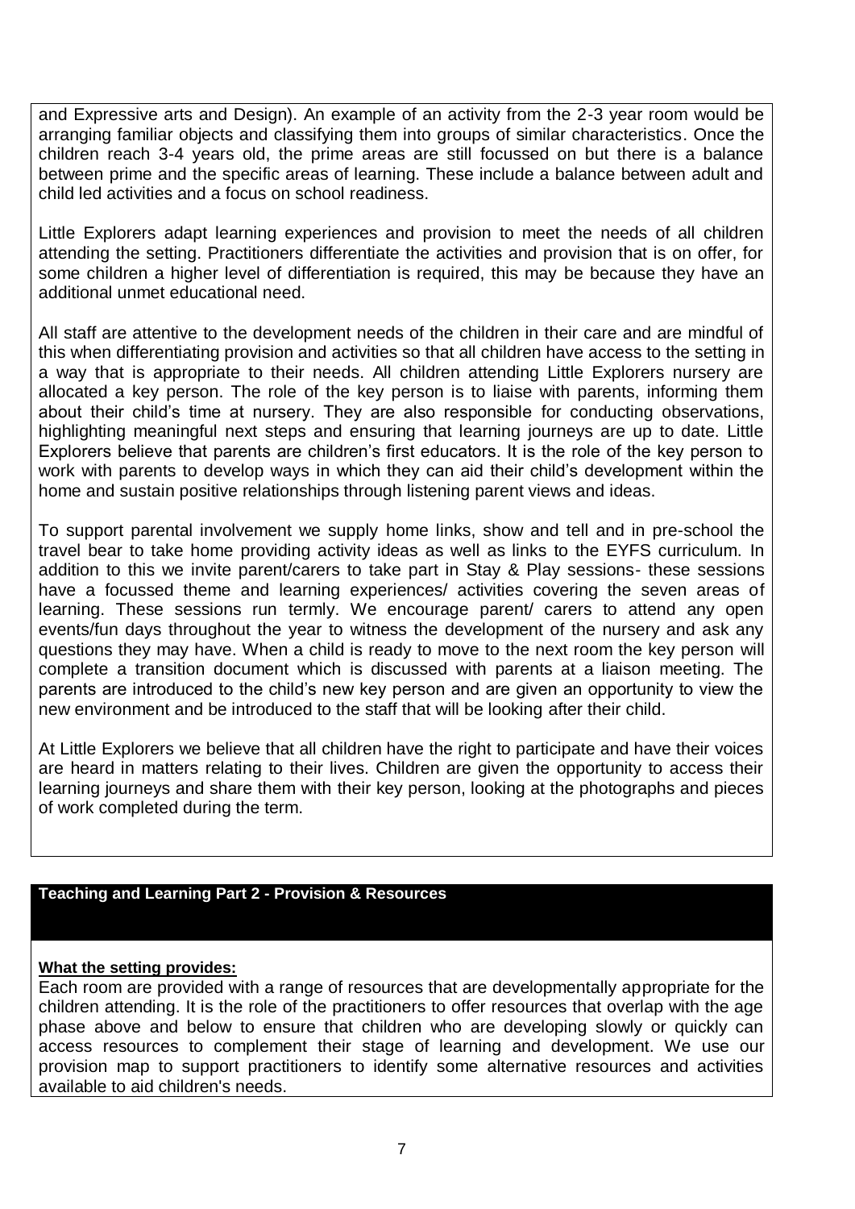and Expressive arts and Design). An example of an activity from the 2-3 year room would be arranging familiar objects and classifying them into groups of similar characteristics. Once the children reach 3-4 years old, the prime areas are still focussed on but there is a balance between prime and the specific areas of learning. These include a balance between adult and child led activities and a focus on school readiness.

Little Explorers adapt learning experiences and provision to meet the needs of all children attending the setting. Practitioners differentiate the activities and provision that is on offer, for some children a higher level of differentiation is required, this may be because they have an additional unmet educational need.

All staff are attentive to the development needs of the children in their care and are mindful of this when differentiating provision and activities so that all children have access to the setting in a way that is appropriate to their needs. All children attending Little Explorers nursery are allocated a key person. The role of the key person is to liaise with parents, informing them about their child's time at nursery. They are also responsible for conducting observations, highlighting meaningful next steps and ensuring that learning journeys are up to date. Little Explorers believe that parents are children's first educators. It is the role of the key person to work with parents to develop ways in which they can aid their child's development within the home and sustain positive relationships through listening parent views and ideas.

To support parental involvement we supply home links, show and tell and in pre-school the travel bear to take home providing activity ideas as well as links to the EYFS curriculum. In addition to this we invite parent/carers to take part in Stay & Play sessions- these sessions have a focussed theme and learning experiences/ activities covering the seven areas of learning. These sessions run termly. We encourage parent/ carers to attend any open events/fun days throughout the year to witness the development of the nursery and ask any questions they may have. When a child is ready to move to the next room the key person will complete a transition document which is discussed with parents at a liaison meeting. The parents are introduced to the child's new key person and are given an opportunity to view the new environment and be introduced to the staff that will be looking after their child.

At Little Explorers we believe that all children have the right to participate and have their voices are heard in matters relating to their lives. Children are given the opportunity to access their learning journeys and share them with their key person, looking at the photographs and pieces of work completed during the term.

## Teaching and Learning Part 2 - Provision & Resources

**What the setting provides:**

Each room are provided with a range of resources that are developmentally appropriate for the children attending. It is the role of the practitioners to offer resources that overlap with the age phase above and below to ensure that children who are developing slowly or quickly can access resources to complement their stage of learning and development. We use our provision map to support practitioners to identify some alternative resources and activities available to aid children's needs.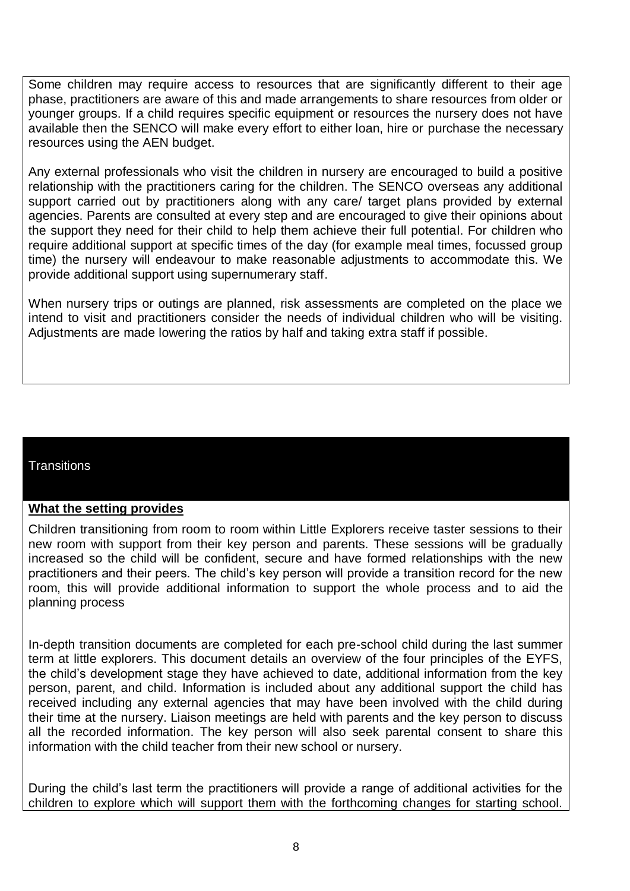Some children may require access to resources that are significantly different to their age phase, practitioners are aware of this and made arrangements to share resources from older or younger groups. If a child requires specific equipment or resources the nursery does not have available then the SENCO will make every effort to either loan, hire or purchase the necessary resources using the AEN budget.

Any external professionals who visit the children in nursery are encouraged to build a positive relationship with the practitioners caring for the children. The SENCO overseas any additional support carried out by practitioners along with any care/ target plans provided by external agencies. Parents are consulted at every step and are encouraged to give their opinions about the support they need for their child to help them achieve their full potential. For children who require additional support at specific times of the day (for example meal times, focussed group time) the nursery will endeavour to make reasonable adjustments to accommodate this. We provide additional support using supernumerary staff.

When nursery trips or outings are planned, risk assessments are completed on the place we intend to visit and practitioners consider the needs of individual children who will be visiting. Adjustments are made lowering the ratios by half and taking extra staff if possible.

## Transitions

**What the setting provides**

Children transitioning from room to room within Little Explorers receive taster sessions to their new room with support from their key person and parents. These sessions will be gradually increased so the child will be confident, secure and have formed relationships with the new practitioners and their peers. The child's key person will provide a transition record for the new room, this will provide additional information to support the whole process and to aid the planning process

In-depth transition documents are completed for each pre-school child during the last summer term at little explorers. This document details an overview of the four principles of the EYFS, the child's development stage they have achieved to date, additional information from the key person, parent, and child. Information is included about any additional support the child has received including any external agencies that may have been involved with the child during their time at the nursery. Liaison meetings are held with parents and the key person to discuss all the recorded information. The key person will also seek parental consent to share this information with the child teacher from their new school or nursery.

During the child's last term the practitioners will provide a range of additional activities for the children to explore which will support them with the forthcoming changes for starting school.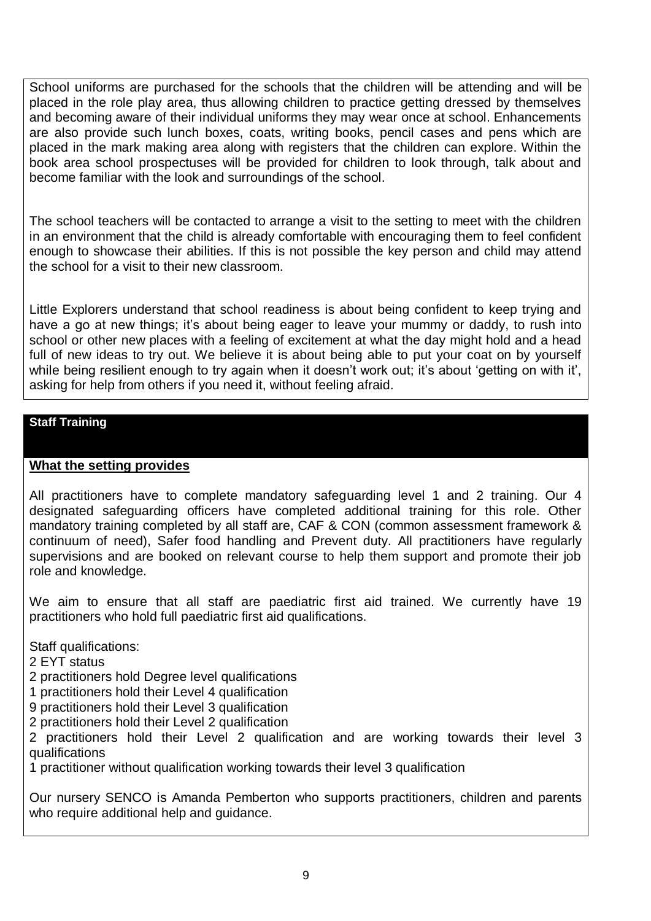School uniforms are purchased for the schools that the children will be attending and will be placed in the role play area, thus allowing children to practice getting dressed by themselves and becoming aware of their individual uniforms they may wear once at school. Enhancements are also provide such lunch boxes, coats, writing books, pencil cases and pens which are placed in the mark making area along with registers that the children can explore. Within the book area school prospectuses will be provided for children to look through, talk about and become familiar with the look and surroundings of the school.

The school teachers will be contacted to arrange a visit to the setting to meet with the children in an environment that the child is already comfortable with encouraging them to feel confident enough to showcase their abilities. If this is not possible the key person and child may attend the school for a visit to their new classroom.

Little Explorers understand that school readiness is about being confident to keep trying and have a go at new things; it's about being eager to leave your mummy or daddy, to rush into school or other new places with a feeling of excitement at what the day might hold and a head full of new ideas to try out. We believe it is about being able to put your coat on by yourself while being resilient enough to try again when it doesn't work out; it's about 'getting on with it', asking for help from others if you need it, without feeling afraid.

## Staff Training

**What the setting provides**

All practitioners have to complete mandatory safeguarding level 1 and 2 training. Our 4 designated safeguarding officers have completed additional training for this role. Other mandatory training completed by all staff are, CAF & CON (common assessment framework & continuum of need), Safer food handling and Prevent duty. All practitioners have regularly supervisions and are booked on relevant course to help them support and promote their job role and knowledge.

We aim to ensure that all staff are paediatric first aid trained. We currently have 19 practitioners who hold full paediatric first aid qualifications.

Staff qualifications:
2 EYT status
2 practitioners hold Degree level qualifications
1 practitioners hold their Level 4 qualification
9 practitioners hold their Level 3 qualification
2 practitioners hold their Level 2 qualification
2 practitioners hold their Level 2 qualification and are working towards their level 3 qualifications
1 practitioner without qualification working towards their level 3 qualification

Our nursery SENCO is Amanda Pemberton who supports practitioners, children and parents who require additional help and guidance.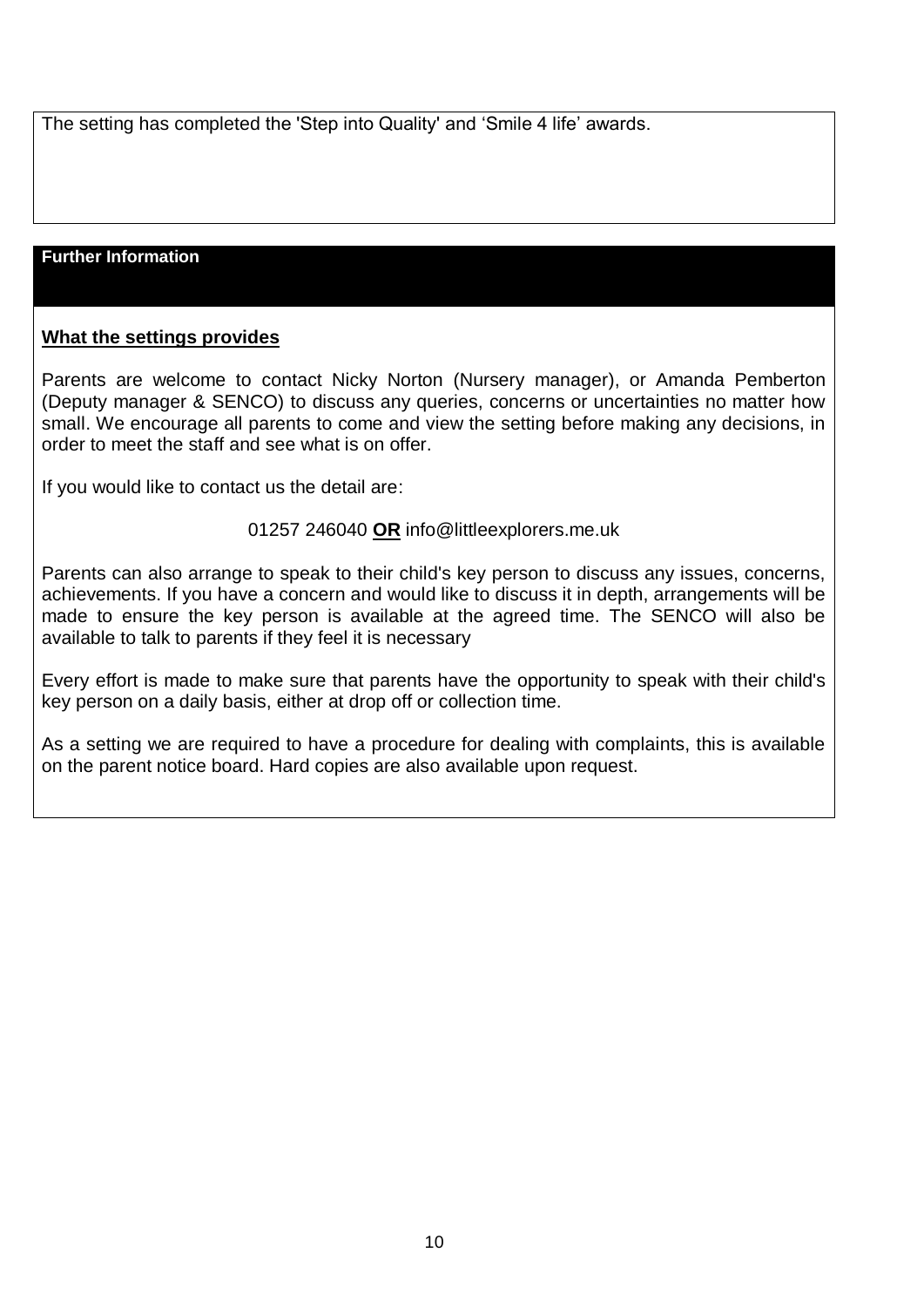The setting has completed the 'Step into Quality' and 'Smile 4 life' awards.

## Further Information

**What the settings provides**

Parents are welcome to contact Nicky Norton (Nursery manager), or Amanda Pemberton (Deputy manager & SENCO) to discuss any queries, concerns or uncertainties no matter how small. We encourage all parents to come and view the setting before making any decisions, in order to meet the staff and see what is on offer.

If you would like to contact us the detail are:

01257 246040 **OR** info@littleexplorers.me.uk

Parents can also arrange to speak to their child's key person to discuss any issues, concerns, achievements. If you have a concern and would like to discuss it in depth, arrangements will be made to ensure the key person is available at the agreed time. The SENCO will also be available to talk to parents if they feel it is necessary

Every effort is made to make sure that parents have the opportunity to speak with their child's key person on a daily basis, either at drop off or collection time.

As a setting we are required to have a procedure for dealing with complaints, this is available on the parent notice board. Hard copies are also available upon request.